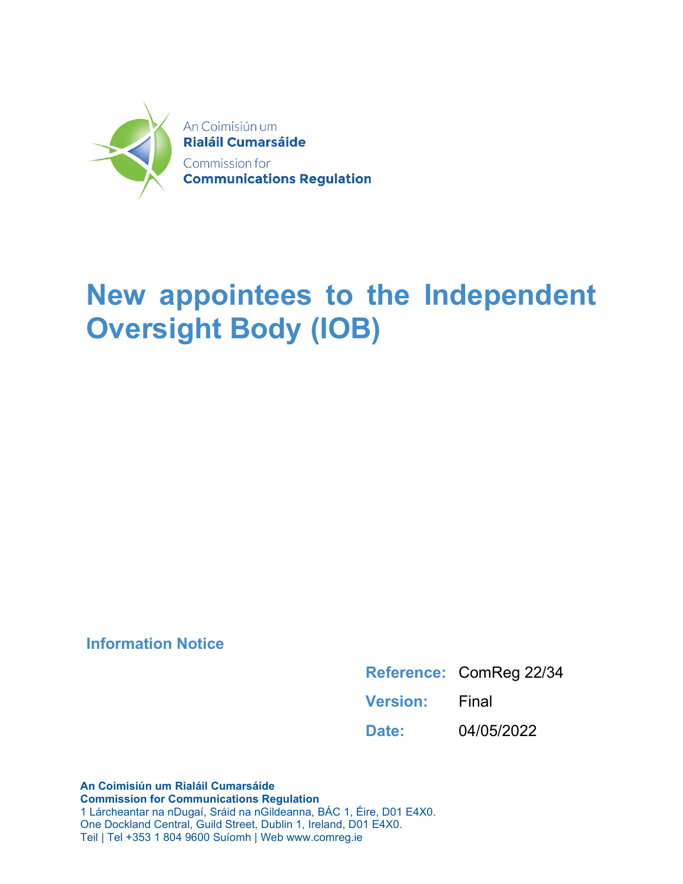An Coimisiún um
**Rialáil Cumarsáide**
Commission for
**Communications Regulation**

# New appointees to the Independent Oversight Body (IOB)

## Information Notice

| | |
|---|---|
| **Reference:** | ComReg 22/34 |
| **Version:** | Final |
| **Date:** | 04/05/2022 |

**An Coimisiún um Rialáil Cumarsáide**
**Commission for Communications Regulation**
1 Lárcheantar na nDugaí, Sráid na nGildeanna, BÁC 1, Éire, D01 E4X0.
One Dockland Central, Guild Street, Dublin 1, Ireland, D01 E4X0.
Teil | Tel +353 1 804 9600 Suíomh | Web www.comreg.ie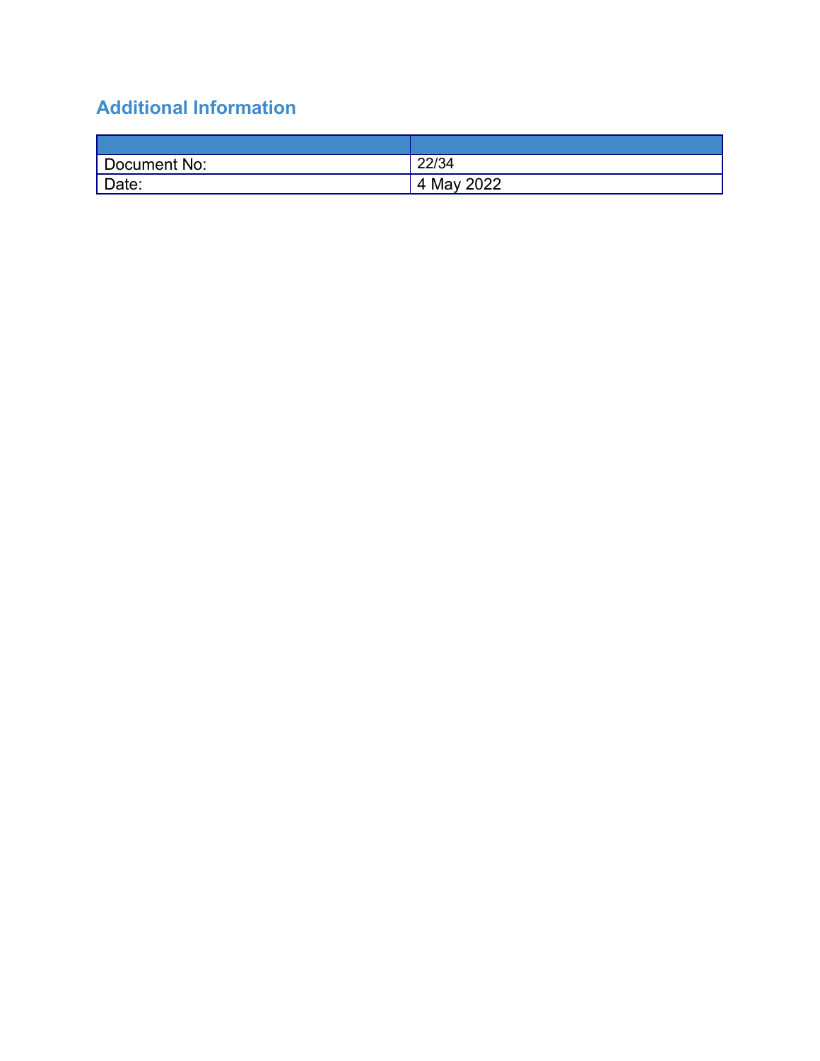## Additional Information

| | |
|---|---|
| Document No: | 22/34 |
| Date: | 4 May 2022 |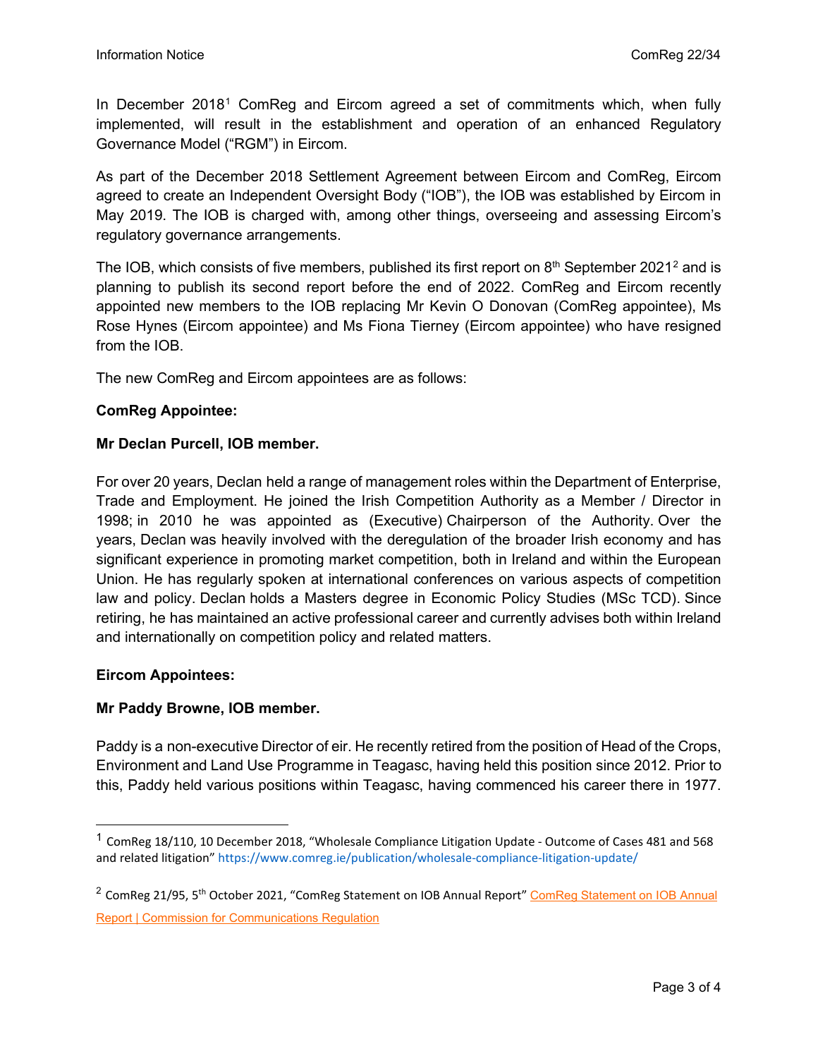In December 2018[1] ComReg and Eircom agreed a set of commitments which, when fully implemented, will result in the establishment and operation of an enhanced Regulatory Governance Model ("RGM") in Eircom.

As part of the December 2018 Settlement Agreement between Eircom and ComReg, Eircom agreed to create an Independent Oversight Body ("IOB"), the IOB was established by Eircom in May 2019. The IOB is charged with, among other things, overseeing and assessing Eircom's regulatory governance arrangements.

The IOB, which consists of five members, published its first report on 8th September 2021[2] and is planning to publish its second report before the end of 2022. ComReg and Eircom recently appointed new members to the IOB replacing Mr Kevin O Donovan (ComReg appointee), Ms Rose Hynes (Eircom appointee) and Ms Fiona Tierney (Eircom appointee) who have resigned from the IOB.

The new ComReg and Eircom appointees are as follows:

**ComReg Appointee:**

**Mr Declan Purcell, IOB member.**

For over 20 years, Declan held a range of management roles within the Department of Enterprise, Trade and Employment. He joined the Irish Competition Authority as a Member / Director in 1998; in 2010 he was appointed as (Executive) Chairperson of the Authority. Over the years, Declan was heavily involved with the deregulation of the broader Irish economy and has significant experience in promoting market competition, both in Ireland and within the European Union. He has regularly spoken at international conferences on various aspects of competition law and policy. Declan holds a Masters degree in Economic Policy Studies (MSc TCD). Since retiring, he has maintained an active professional career and currently advises both within Ireland and internationally on competition policy and related matters.

**Eircom Appointees:**

**Mr Paddy Browne, IOB member.**

Paddy is a non-executive Director of eir. He recently retired from the position of Head of the Crops, Environment and Land Use Programme in Teagasc, having held this position since 2012. Prior to this, Paddy held various positions within Teagasc, having commenced his career there in 1977.

---

[1] ComReg 18/110, 10 December 2018, "Wholesale Compliance Litigation Update - Outcome of Cases 481 and 568 and related litigation" https://www.comreg.ie/publication/wholesale-compliance-litigation-update/

[2] ComReg 21/95, 5th October 2021, "ComReg Statement on IOB Annual Report" ComReg Statement on IOB Annual Report | Commission for Communications Regulation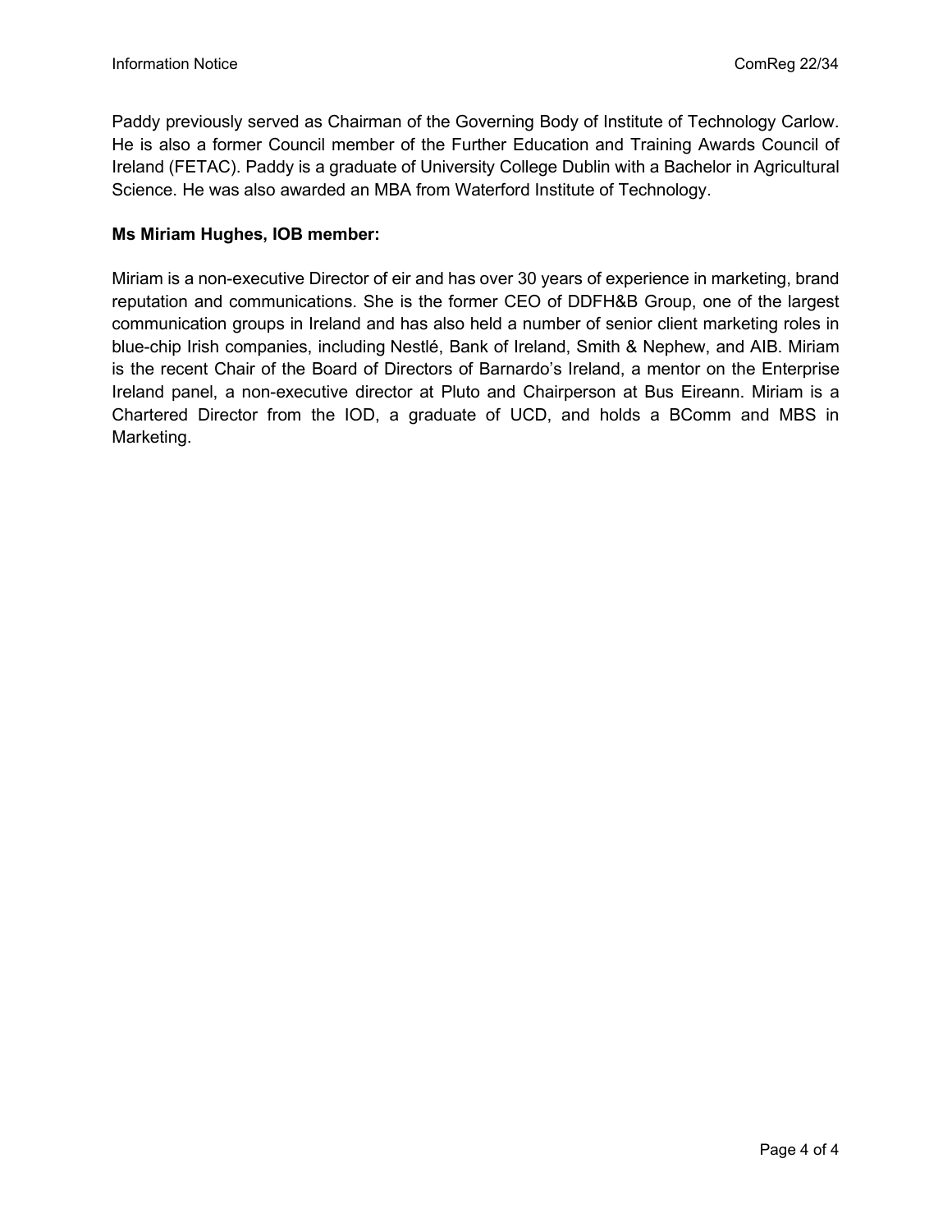Paddy previously served as Chairman of the Governing Body of Institute of Technology Carlow. He is also a former Council member of the Further Education and Training Awards Council of Ireland (FETAC). Paddy is a graduate of University College Dublin with a Bachelor in Agricultural Science. He was also awarded an MBA from Waterford Institute of Technology.

**Ms Miriam Hughes, IOB member:**

Miriam is a non-executive Director of eir and has over 30 years of experience in marketing, brand reputation and communications. She is the former CEO of DDFH&B Group, one of the largest communication groups in Ireland and has also held a number of senior client marketing roles in blue-chip Irish companies, including Nestlé, Bank of Ireland, Smith & Nephew, and AIB. Miriam is the recent Chair of the Board of Directors of Barnardo's Ireland, a mentor on the Enterprise Ireland panel, a non-executive director at Pluto and Chairperson at Bus Eireann. Miriam is a Chartered Director from the IOD, a graduate of UCD, and holds a BComm and MBS in Marketing.